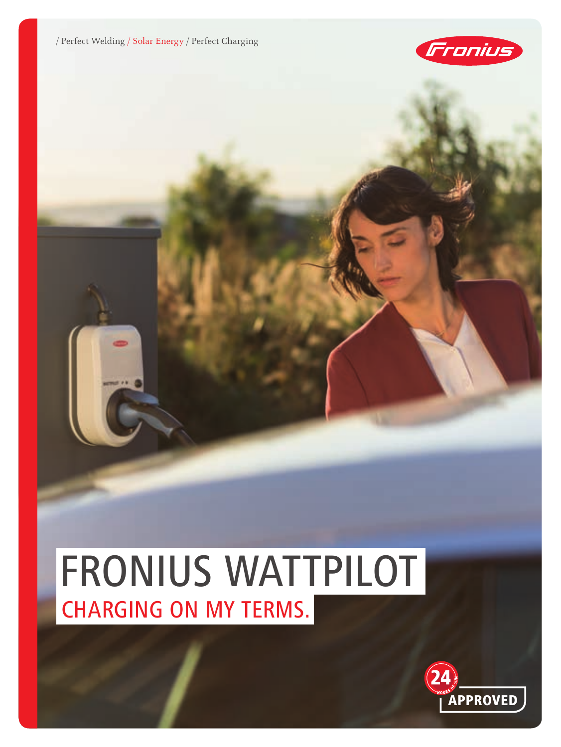/ Perfect Welding / Solar Energy / Perfect Charging

# FRONIUS WATTPILOT

## CHARGING ON MY TERMS.

24 HOURS OF SUN APPROVED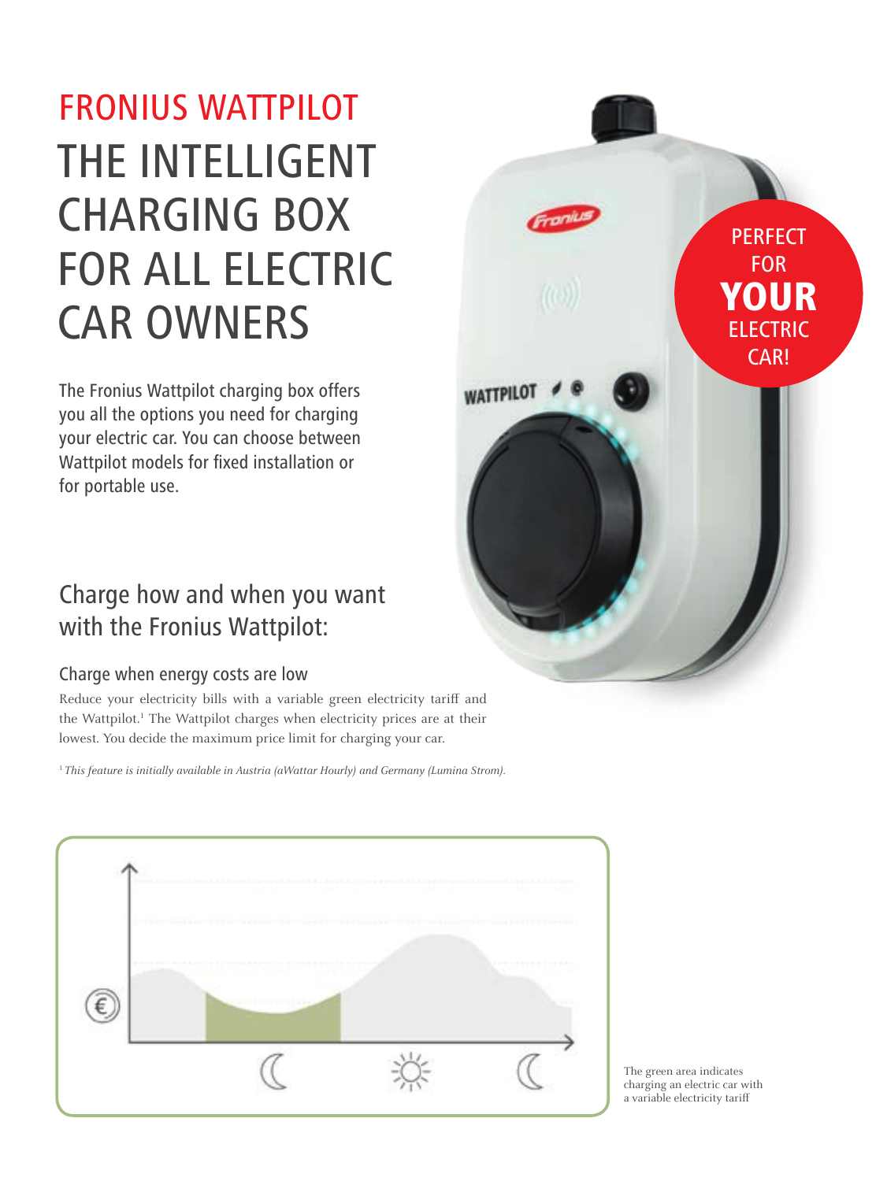# FRONIUS WATTPILOT

# THE INTELLIGENT CHARGING BOX FOR ALL ELECTRIC CAR OWNERS

PERFECT FOR **YOUR** ELECTRIC CAR!

The Fronius Wattpilot charging box offers you all the options you need for charging your electric car. You can choose between Wattpilot models for fixed installation or for portable use.

## Charge how and when you want with the Fronius Wattpilot:

### Charge when energy costs are low

Reduce your electricity bills with a variable green electricity tariff and the Wattpilot.[1] The Wattpilot charges when electricity prices are at their lowest. You decide the maximum price limit for charging your car.

[1] *This feature is initially available in Austria (aWattar Hourly) and Germany (Lumina Strom).*

The green area indicates charging an electric car with a variable electricity tariff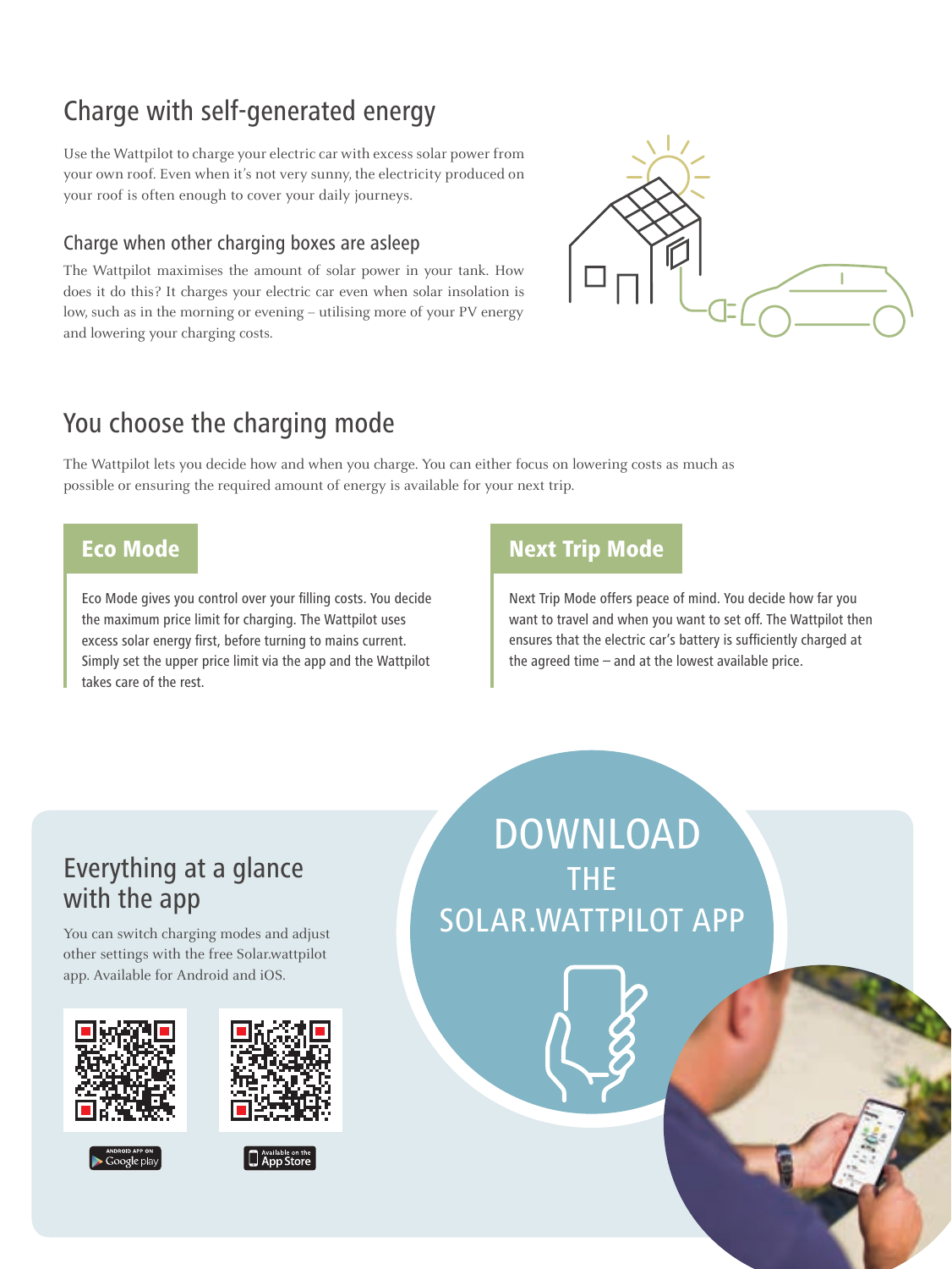## Charge with self-generated energy

Use the Wattpilot to charge your electric car with excess solar power from your own roof. Even when it's not very sunny, the electricity produced on your roof is often enough to cover your daily journeys.

### Charge when other charging boxes are asleep

The Wattpilot maximises the amount of solar power in your tank. How does it do this? It charges your electric car even when solar insolation is low, such as in the morning or evening – utilising more of your PV energy and lowering your charging costs.

## You choose the charging mode

The Wattpilot lets you decide how and when you charge. You can either focus on lowering costs as much as possible or ensuring the required amount of energy is available for your next trip.

### Eco Mode

Eco Mode gives you control over your filling costs. You decide the maximum price limit for charging. The Wattpilot uses excess solar energy first, before turning to mains current. Simply set the upper price limit via the app and the Wattpilot takes care of the rest.

### Next Trip Mode

Next Trip Mode offers peace of mind. You decide how far you want to travel and when you want to set off. The Wattpilot then ensures that the electric car's battery is sufficiently charged at the agreed time – and at the lowest available price.

## Everything at a glance with the app

You can switch charging modes and adjust other settings with the free Solar.wattpilot app. Available for Android and iOS.

ANDROID APP ON Google play

Available on the App Store

## DOWNLOAD THE SOLAR.WATTPILOT APP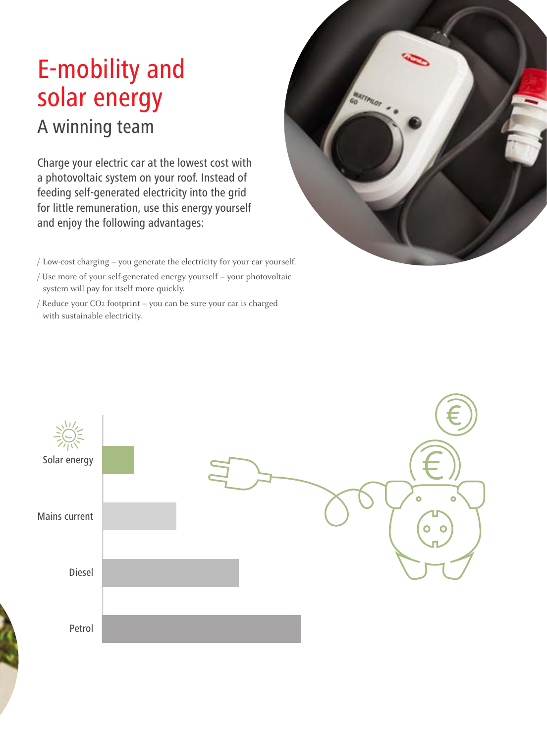# E-mobility and solar energy

## A winning team

Charge your electric car at the lowest cost with a photovoltaic system on your roof. Instead of feeding self-generated electricity into the grid for little remuneration, use this energy yourself and enjoy the following advantages:

- / Low-cost charging – you generate the electricity for your car yourself.
- / Use more of your self-generated energy yourself – your photovoltaic system will pay for itself more quickly.
- / Reduce your $CO_2$ footprint – you can be sure your car is charged with sustainable electricity.

Solar energy

Mains current

Diesel

Petrol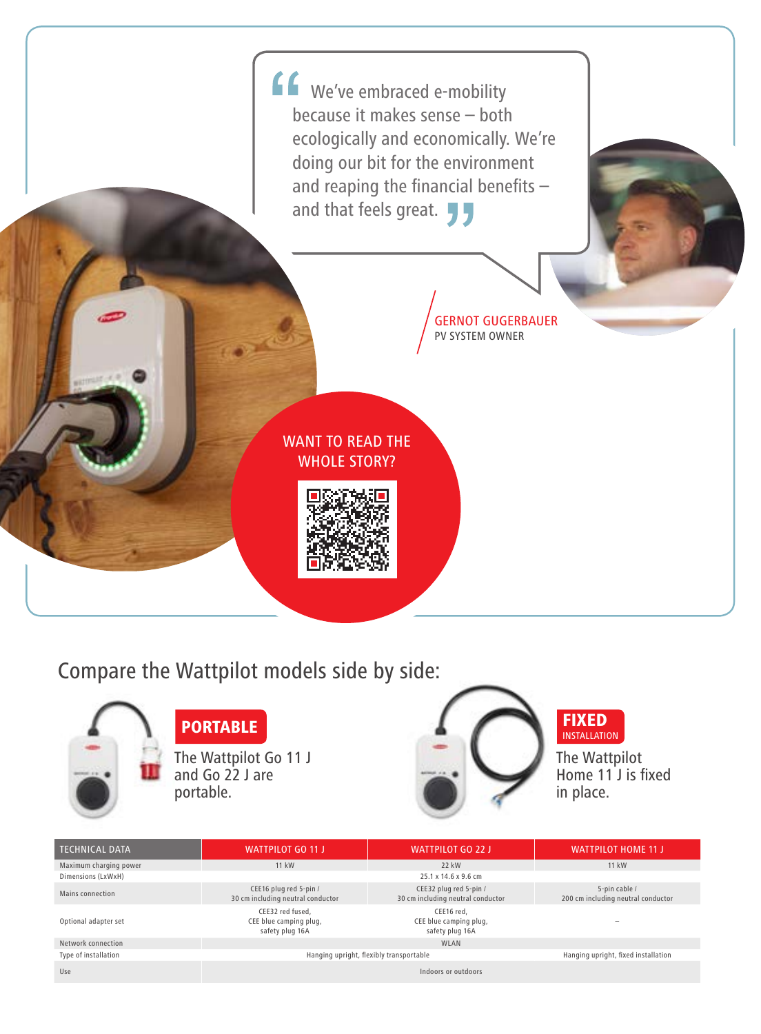> We've embraced e-mobility because it makes sense – both ecologically and economically. We're doing our bit for the environment and reaping the financial benefits – and that feels great.

GERNOT GUGERBAUER
PV SYSTEM OWNER

WANT TO READ THE WHOLE STORY?

## Compare the Wattpilot models side by side:

**PORTABLE**

The Wattpilot Go 11 J and Go 22 J are portable.

**FIXED** INSTALLATION

The Wattpilot Home 11 J is fixed in place.

| TECHNICAL DATA | WATTPILOT GO 11 J | WATTPILOT GO 22 J | WATTPILOT HOME 11 J |
|---|---|---|---|
| Maximum charging power | 11 kW | 22 kW | 11 kW |
| Dimensions (LxWxH) | 25.1 x 14.6 x 9.6 cm | | |
| Mains connection | CEE16 plug red 5-pin / 30 cm including neutral conductor | CEE32 plug red 5-pin / 30 cm including neutral conductor | 5-pin cable / 200 cm including neutral conductor |
| Optional adapter set | CEE32 red fused, CEE blue camping plug, safety plug 16A | CEE16 red, CEE blue camping plug, safety plug 16A | – |
| Network connection | WLAN | | |
| Type of installation | Hanging upright, flexibly transportable | | Hanging upright, fixed installation |
| Use | Indoors or outdoors | | |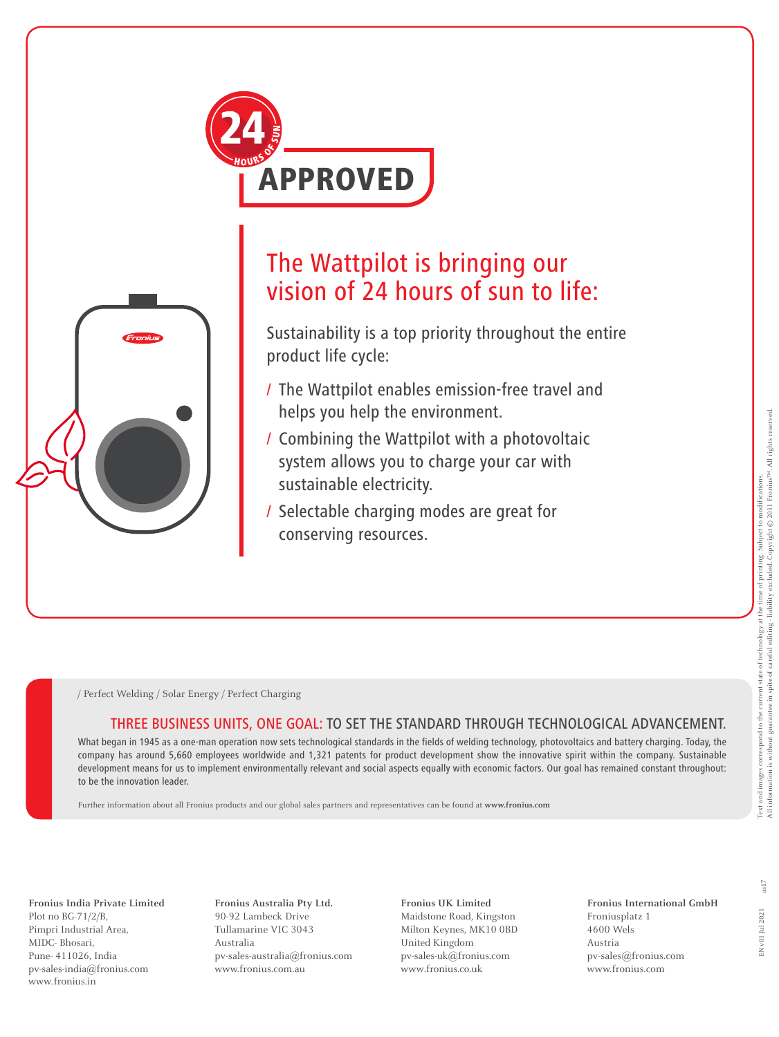24 HOURS OF SUN

APPROVED

## The Wattpilot is bringing our vision of 24 hours of sun to life:

Sustainability is a top priority throughout the entire product life cycle:

/ The Wattpilot enables emission-free travel and helps you help the environment.

/ Combining the Wattpilot with a photovoltaic system allows you to charge your car with sustainable electricity.

/ Selectable charging modes are great for conserving resources.

/ Perfect Welding / Solar Energy / Perfect Charging

### THREE BUSINESS UNITS, ONE GOAL: TO SET THE STANDARD THROUGH TECHNOLOGICAL ADVANCEMENT.

What began in 1945 as a one-man operation now sets technological standards in the fields of welding technology, photovoltaics and battery charging. Today, the company has around 5,660 employees worldwide and 1,321 patents for product development show the innovative spirit within the company. Sustainable development means for us to implement environmentally relevant and social aspects equally with economic factors. Our goal has remained constant throughout: to be the innovation leader.

Further information about all Fronius products and our global sales partners and representatives can be found at **www.fronius.com**

**Fronius India Private Limited**
Plot no BG-71/2/B,
Pimpri Industrial Area,
MIDC- Bhosari,
Pune- 411026, India
pv-sales-india@fronius.com
www.fronius.in

**Fronius Australia Pty Ltd.**
90-92 Lambeck Drive
Tullamarine VIC 3043
Australia
pv-sales-australia@fronius.com
www.fronius.com.au

**Fronius UK Limited**
Maidstone Road, Kingston
Milton Keynes, MK10 0BD
United Kingdom
pv-sales-uk@fronius.com
www.fronius.co.uk

**Fronius International GmbH**
Froniusplatz 1
4600 Wels
Austria
pv-sales@fronius.com
www.fronius.com

Text and images correspond to the current state of technology at the time of printing. Subject to modifications.
All information is without guarantee in spite of careful editing - liability excluded. Copyright © 2011 Fronius™. All rights reserved.

EN v01 Jul 2021 as17